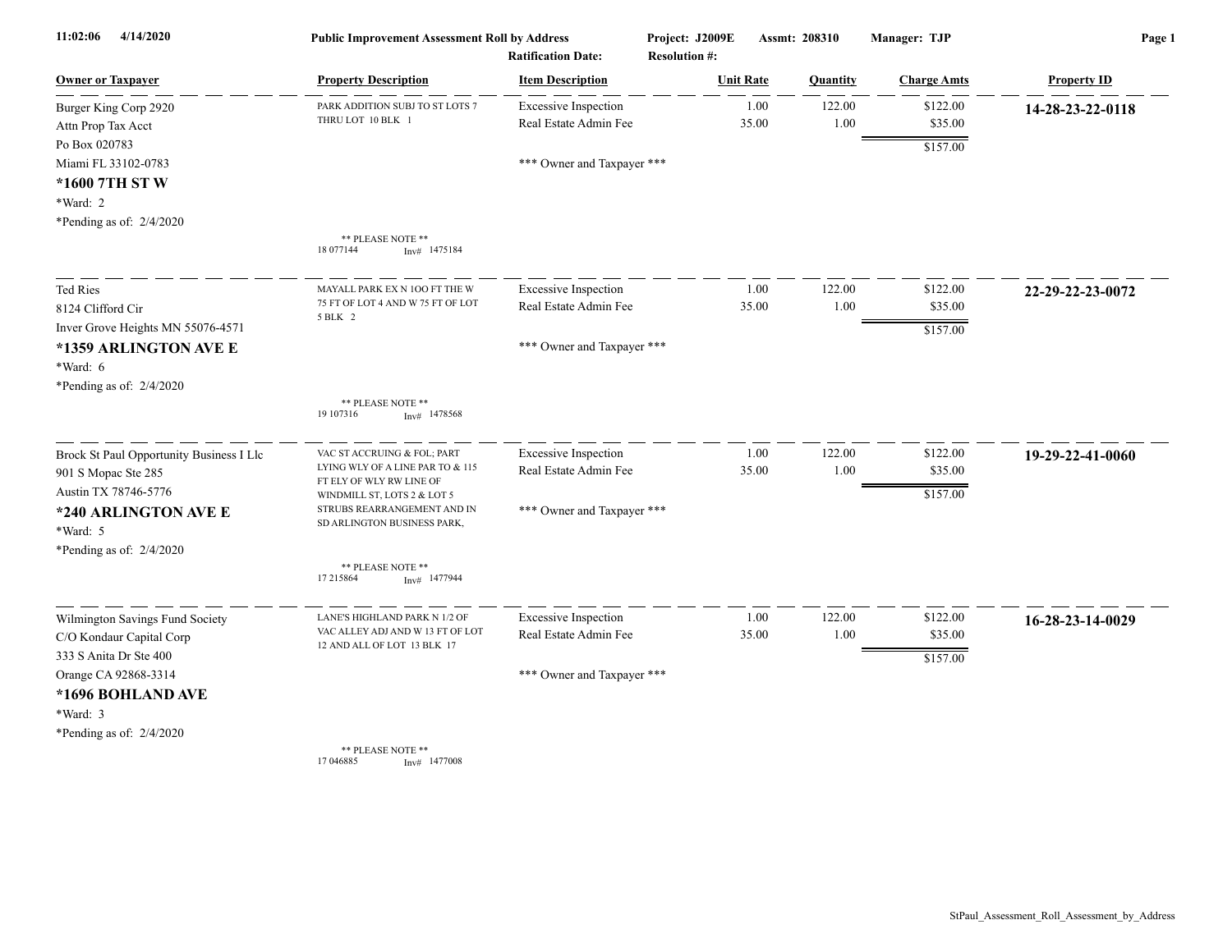**11:02:06 4/14/2020** — **Public Improvement Assessment Roll by Address** — **Project: J2009E** — **Assmt: 208310** — **Manager: TJP**

**Ratification Date:** — **Resolution #:**

| Owner or Taxpayer | Property Description | Item Description | Unit Rate | Quantity | Charge Amts | Property ID |
|---|---|---|---|---|---|---|
| Burger King Corp 2920<br>Attn Prop Tax Acct<br>Po Box 020783<br>Miami FL 33102-0783<br>**\*1600 7TH ST W**<br>\*Ward: 2<br>\*Pending as of: 2/4/2020 | PARK ADDITION SUBJ TO ST LOTS 7 THRU LOT 10 BLK 1<br><br>\*\* PLEASE NOTE \*\*<br>18 077144 Inv# 1475184 | Excessive Inspection<br>Real Estate Admin Fee<br><br>\*\*\* Owner and Taxpayer \*\*\* | 1.00<br>35.00 | 122.00<br>1.00 | $122.00<br>$35.00<br>$157.00 | **14-28-23-22-0118** |
| Ted Ries<br>8124 Clifford Cir<br>Inver Grove Heights MN 55076-4571<br>**\*1359 ARLINGTON AVE E**<br>\*Ward: 6<br>\*Pending as of: 2/4/2020 | MAYALL PARK EX N 1OO FT THE W 75 FT OF LOT 4 AND W 75 FT OF LOT 5 BLK 2<br><br>\*\* PLEASE NOTE \*\*<br>19 107316 Inv# 1478568 | Excessive Inspection<br>Real Estate Admin Fee<br><br>\*\*\* Owner and Taxpayer \*\*\* | 1.00<br>35.00 | 122.00<br>1.00 | $122.00<br>$35.00<br>$157.00 | **22-29-22-23-0072** |
| Brock St Paul Opportunity Business I Llc<br>901 S Mopac Ste 285<br>Austin TX 78746-5776<br>**\*240 ARLINGTON AVE E**<br>\*Ward: 5<br>\*Pending as of: 2/4/2020 | VAC ST ACCRUING & FOL; PART LYING WLY OF A LINE PAR TO & 115 FT ELY OF WLY RW LINE OF WINDMILL ST, LOTS 2 & LOT 5 STRUBS REARRANGEMENT AND IN SD ARLINGTON BUSINESS PARK,<br><br>\*\* PLEASE NOTE \*\*<br>17 215864 Inv# 1477944 | Excessive Inspection<br>Real Estate Admin Fee<br><br>\*\*\* Owner and Taxpayer \*\*\* | 1.00<br>35.00 | 122.00<br>1.00 | $122.00<br>$35.00<br>$157.00 | **19-29-22-41-0060** |
| Wilmington Savings Fund Society<br>C/O Kondaur Capital Corp<br>333 S Anita Dr Ste 400<br>Orange CA 92868-3314<br>**\*1696 BOHLAND AVE**<br>\*Ward: 3<br>\*Pending as of: 2/4/2020 | LANE'S HIGHLAND PARK N 1/2 OF VAC ALLEY ADJ AND W 13 FT OF LOT 12 AND ALL OF LOT 13 BLK 17<br><br>\*\* PLEASE NOTE \*\*<br>17 046885 Inv# 1477008 | Excessive Inspection<br>Real Estate Admin Fee<br><br>\*\*\* Owner and Taxpayer \*\*\* | 1.00<br>35.00 | 122.00<br>1.00 | $122.00<br>$35.00<br>$157.00 | **16-28-23-14-0029** |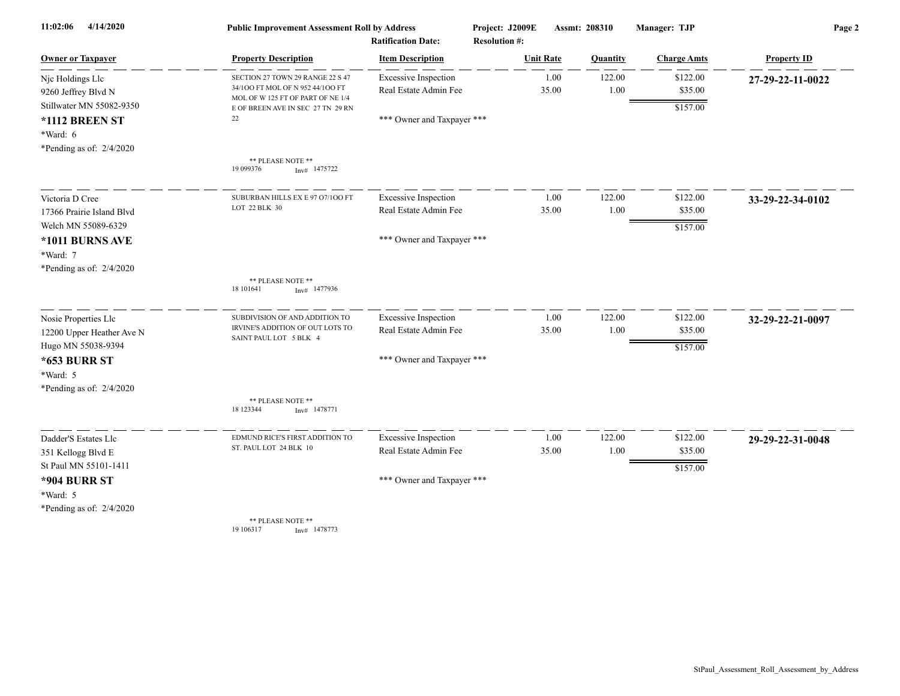**Public Improvement Assessment Roll by Address**

Project: J2009E | Assmt: 208310 | Manager: TJP

Ratification Date: | Resolution #:

| Owner or Taxpayer | Property Description | Item Description | Unit Rate | Quantity | Charge Amts | Property ID |
|---|---|---|---|---|---|---|
| Njc Holdings Llc<br>9260 Jeffrey Blvd N<br>Stillwater MN 55082-9350<br>**\*1112 BREEN ST**<br>\*Ward: 6<br>\*Pending as of: 2/4/2020 | SECTION 27 TOWN 29 RANGE 22 S 47 34/1OO FT MOL OF N 952 44/1OO FT MOL OF W 125 FT OF PART OF NE 1/4 E OF BREEN AVE IN SEC 27 TN 29 RN 22<br>** PLEASE NOTE **<br>19 099376 Inv# 1475722 | Excessive Inspection<br>Real Estate Admin Fee<br>*** Owner and Taxpayer *** | 1.00<br>35.00 | 122.00<br>1.00 | $122.00<br>$35.00<br>$157.00 | **27-29-22-11-0022** |
| Victoria D Cree<br>17366 Prairie Island Blvd<br>Welch MN 55089-6329<br>**\*1011 BURNS AVE**<br>\*Ward: 7<br>\*Pending as of: 2/4/2020 | SUBURBAN HILLS EX E 97 O7/1OO FT LOT 22 BLK 30<br>** PLEASE NOTE **<br>18 101641 Inv# 1477936 | Excessive Inspection<br>Real Estate Admin Fee<br>*** Owner and Taxpayer *** | 1.00<br>35.00 | 122.00<br>1.00 | $122.00<br>$35.00<br>$157.00 | **33-29-22-34-0102** |
| Nosie Properties Llc<br>12200 Upper Heather Ave N<br>Hugo MN 55038-9394<br>**\*653 BURR ST**<br>\*Ward: 5<br>\*Pending as of: 2/4/2020 | SUBDIVISION OF AND ADDITION TO IRVINE'S ADDITION OF OUT LOTS TO SAINT PAUL LOT 5 BLK 4<br>** PLEASE NOTE **<br>18 123344 Inv# 1478771 | Excessive Inspection<br>Real Estate Admin Fee<br>*** Owner and Taxpayer *** | 1.00<br>35.00 | 122.00<br>1.00 | $122.00<br>$35.00<br>$157.00 | **32-29-22-21-0097** |
| Dadder'S Estates Llc<br>351 Kellogg Blvd E<br>St Paul MN 55101-1411<br>**\*904 BURR ST**<br>\*Ward: 5<br>\*Pending as of: 2/4/2020 | EDMUND RICE'S FIRST ADDITION TO ST. PAUL LOT 24 BLK 10<br>** PLEASE NOTE **<br>19 106317 Inv# 1478773 | Excessive Inspection<br>Real Estate Admin Fee<br>*** Owner and Taxpayer *** | 1.00<br>35.00 | 122.00<br>1.00 | $122.00<br>$35.00<br>$157.00 | **29-29-22-31-0048** |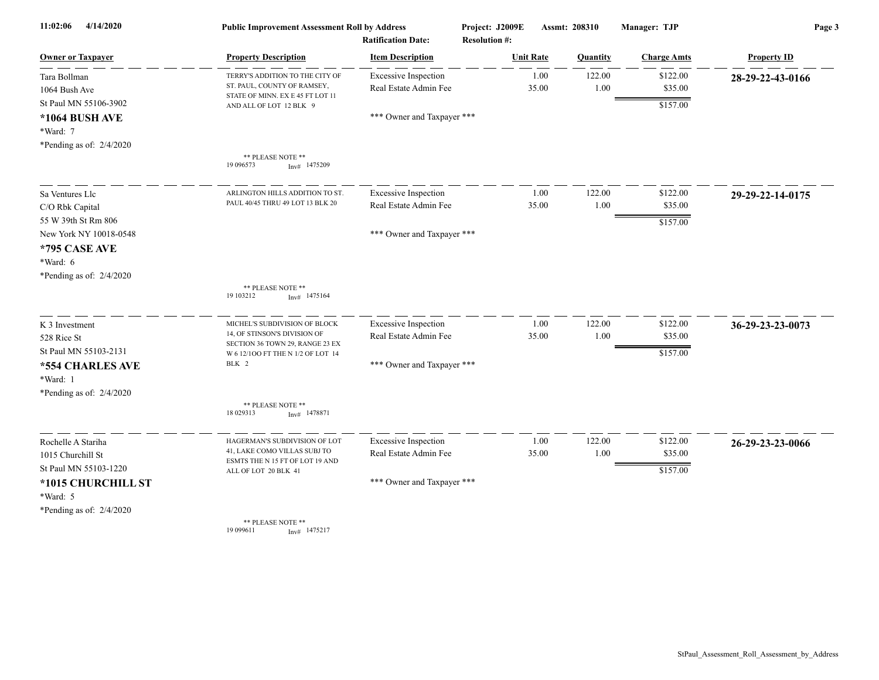**Public Improvement Assessment Roll by Address**

Project: J2009E | Assmt: 208310 | Manager: TJP

Ratification Date: | Resolution #:

| Owner or Taxpayer | Property Description | Item Description | Unit Rate | Quantity | Charge Amts | Property ID |
|---|---|---|---|---|---|---|
| Tara Bollman<br>1064 Bush Ave<br>St Paul MN 55106-3902<br>**\*1064 BUSH AVE**<br>*Ward: 7<br>*Pending as of: 2/4/2020 | TERRY'S ADDITION TO THE CITY OF ST. PAUL, COUNTY OF RAMSEY, STATE OF MINN. EX E 45 FT LOT 11 AND ALL OF LOT 12 BLK 9<br>** PLEASE NOTE **<br>19 096573 Inv# 1475209 | Excessive Inspection<br>Real Estate Admin Fee<br>*** Owner and Taxpayer *** | 1.00<br>35.00 | 122.00<br>1.00 | $122.00<br>$35.00<br>$157.00 | **28-29-22-43-0166** |
| Sa Ventures Llc<br>C/O Rbk Capital<br>55 W 39th St Rm 806<br>New York NY 10018-0548<br>**\*795 CASE AVE**<br>*Ward: 6<br>*Pending as of: 2/4/2020 | ARLINGTON HILLS ADDITION TO ST. PAUL 40/45 THRU 49 LOT 13 BLK 20<br>** PLEASE NOTE **<br>19 103212 Inv# 1475164 | Excessive Inspection<br>Real Estate Admin Fee<br>*** Owner and Taxpayer *** | 1.00<br>35.00 | 122.00<br>1.00 | $122.00<br>$35.00<br>$157.00 | **29-29-22-14-0175** |
| K 3 Investment<br>528 Rice St<br>St Paul MN 55103-2131<br>**\*554 CHARLES AVE**<br>*Ward: 1<br>*Pending as of: 2/4/2020 | MICHEL'S SUBDIVISION OF BLOCK 14, OF STINSON'S DIVISION OF SECTION 36 TOWN 29, RANGE 23 EX W 6 12/1OO FT THE N 1/2 OF LOT 14 BLK 2<br>** PLEASE NOTE **<br>18 029313 Inv# 1478871 | Excessive Inspection<br>Real Estate Admin Fee<br>*** Owner and Taxpayer *** | 1.00<br>35.00 | 122.00<br>1.00 | $122.00<br>$35.00<br>$157.00 | **36-29-23-23-0073** |
| Rochelle A Stariha<br>1015 Churchill St<br>St Paul MN 55103-1220<br>**\*1015 CHURCHILL ST**<br>*Ward: 5<br>*Pending as of: 2/4/2020 | HAGERMAN'S SUBDIVISION OF LOT 41, LAKE COMO VILLAS SUBJ TO ESMTS THE N 15 FT OF LOT 19 AND ALL OF LOT 20 BLK 41<br>** PLEASE NOTE **<br>19 099611 Inv# 1475217 | Excessive Inspection<br>Real Estate Admin Fee<br>*** Owner and Taxpayer *** | 1.00<br>35.00 | 122.00<br>1.00 | $122.00<br>$35.00<br>$157.00 | **26-29-23-23-0066** |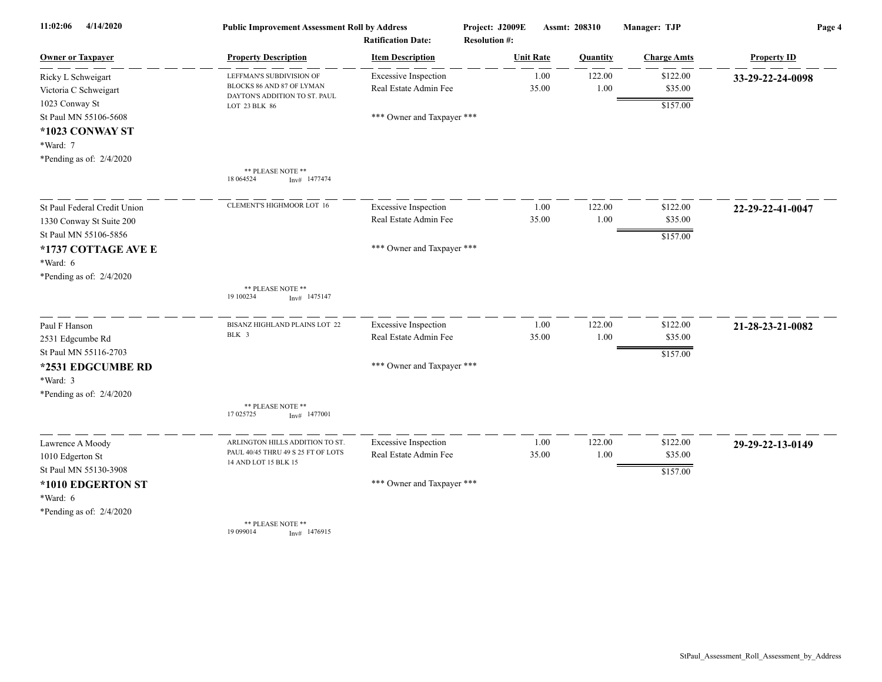**Public Improvement Assessment Roll by Address**

Project: J2009E | Assmt: 208310 | Manager: TJP

Ratification Date: | Resolution #:

| Owner or Taxpayer | Property Description | Item Description | Unit Rate | Quantity | Charge Amts | Property ID |
|---|---|---|---|---|---|---|
| Ricky L Schweigart<br>Victoria C Schweigart<br>1023 Conway St<br>St Paul MN 55106-5608<br>**\*1023 CONWAY ST**<br>\*Ward: 7<br>\*Pending as of: 2/4/2020 | LEFFMAN'S SUBDIVISION OF BLOCKS 86 AND 87 OF LYMAN DAYTON'S ADDITION TO ST. PAUL LOT 23 BLK 86<br>\*\* PLEASE NOTE \*\*<br>18 064524 Inv# 1477474 | Excessive Inspection<br>Real Estate Admin Fee<br>\*\*\* Owner and Taxpayer \*\*\* | 1.00<br>35.00 | 122.00<br>1.00 | \$122.00<br>\$35.00<br>\$157.00 | **33-29-22-24-0098** |
| St Paul Federal Credit Union<br>1330 Conway St Suite 200<br>St Paul MN 55106-5856<br>**\*1737 COTTAGE AVE E**<br>\*Ward: 6<br>\*Pending as of: 2/4/2020 | CLEMENT'S HIGHMOOR LOT 16<br>\*\* PLEASE NOTE \*\*<br>19 100234 Inv# 1475147 | Excessive Inspection<br>Real Estate Admin Fee<br>\*\*\* Owner and Taxpayer \*\*\* | 1.00<br>35.00 | 122.00<br>1.00 | \$122.00<br>\$35.00<br>\$157.00 | **22-29-22-41-0047** |
| Paul F Hanson<br>2531 Edgcumbe Rd<br>St Paul MN 55116-2703<br>**\*2531 EDGCUMBE RD**<br>\*Ward: 3<br>\*Pending as of: 2/4/2020 | BISANZ HIGHLAND PLAINS LOT 22 BLK 3<br>\*\* PLEASE NOTE \*\*<br>17 025725 Inv# 1477001 | Excessive Inspection<br>Real Estate Admin Fee<br>\*\*\* Owner and Taxpayer \*\*\* | 1.00<br>35.00 | 122.00<br>1.00 | \$122.00<br>\$35.00<br>\$157.00 | **21-28-23-21-0082** |
| Lawrence A Moody<br>1010 Edgerton St<br>St Paul MN 55130-3908<br>**\*1010 EDGERTON ST**<br>\*Ward: 6<br>\*Pending as of: 2/4/2020 | ARLINGTON HILLS ADDITION TO ST. PAUL 40/45 THRU 49 S 25 FT OF LOTS 14 AND LOT 15 BLK 15<br>\*\* PLEASE NOTE \*\*<br>19 099014 Inv# 1476915 | Excessive Inspection<br>Real Estate Admin Fee<br>\*\*\* Owner and Taxpayer \*\*\* | 1.00<br>35.00 | 122.00<br>1.00 | \$122.00<br>\$35.00<br>\$157.00 | **29-29-22-13-0149** |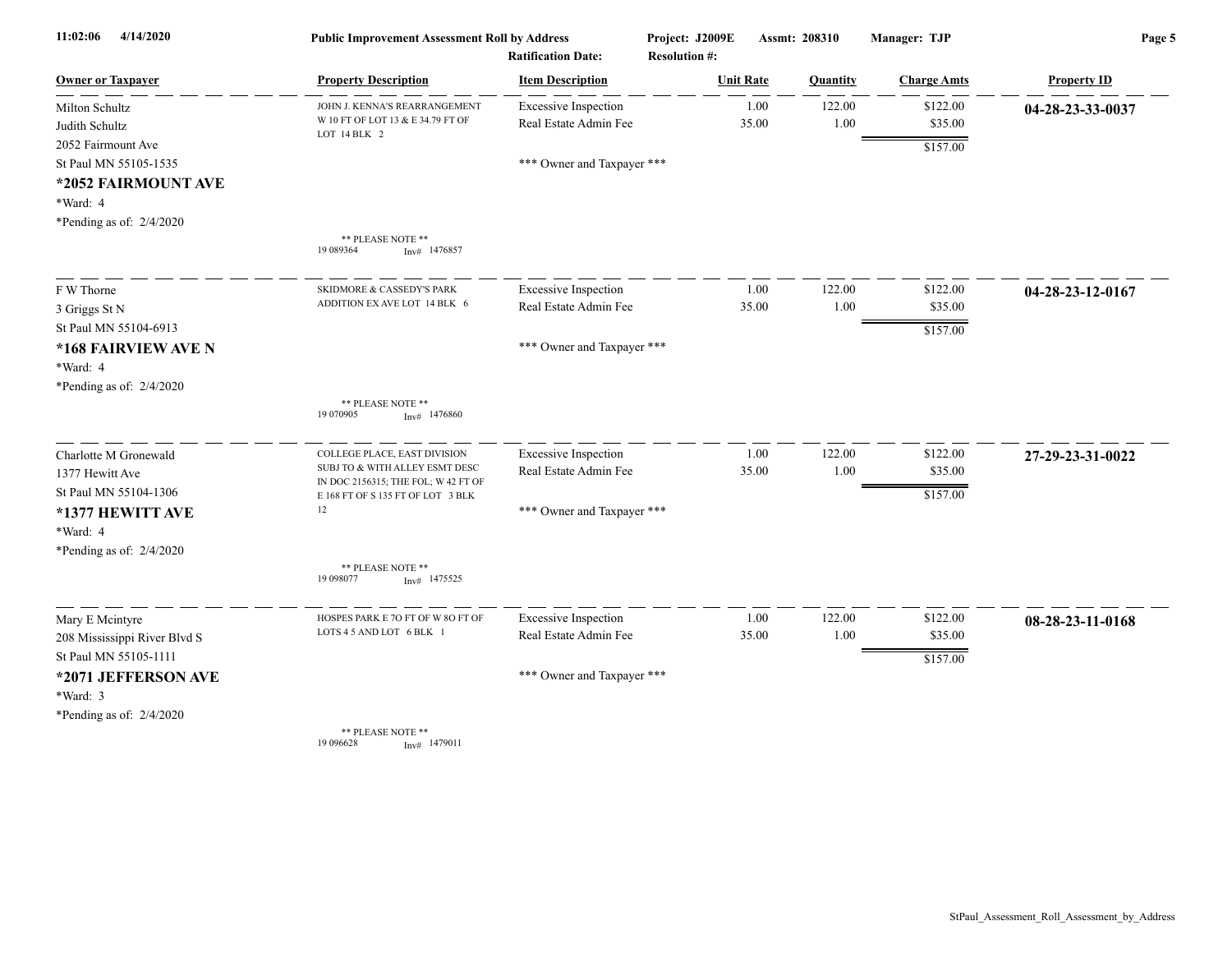11:02:06 4/14/2020 **Public Improvement Assessment Roll by Address** Project: J2009E Assmt: 208310 Manager: TJP

Ratification Date: Resolution #:

| Owner or Taxpayer | Property Description | Item Description | Unit Rate | Quantity | Charge Amts | Property ID |
|---|---|---|---|---|---|---|
| Milton Schultz<br>Judith Schultz<br>2052 Fairmount Ave<br>St Paul MN 55105-1535<br>**\*2052 FAIRMOUNT AVE**<br>\*Ward: 4<br>\*Pending as of: 2/4/2020 | JOHN J. KENNA'S REARRANGEMENT W 10 FT OF LOT 13 & E 34.79 FT OF LOT 14 BLK 2<br><br>** PLEASE NOTE **<br>19 089364 Inv# 1476857 | Excessive Inspection<br>Real Estate Admin Fee<br><br>\*\*\* Owner and Taxpayer \*\*\* | 1.00<br>35.00 | 122.00<br>1.00 | $122.00<br>$35.00<br>$157.00 | **04-28-23-33-0037** |
| F W Thorne<br>3 Griggs St N<br>St Paul MN 55104-6913<br>**\*168 FAIRVIEW AVE N**<br>\*Ward: 4<br>\*Pending as of: 2/4/2020 | SKIDMORE & CASSEDY'S PARK ADDITION EX AVE LOT 14 BLK 6<br><br>** PLEASE NOTE **<br>19 070905 Inv# 1476860 | Excessive Inspection<br>Real Estate Admin Fee<br><br>\*\*\* Owner and Taxpayer \*\*\* | 1.00<br>35.00 | 122.00<br>1.00 | $122.00<br>$35.00<br>$157.00 | **04-28-23-12-0167** |
| Charlotte M Gronewald<br>1377 Hewitt Ave<br>St Paul MN 55104-1306<br>**\*1377 HEWITT AVE**<br>\*Ward: 4<br>\*Pending as of: 2/4/2020 | COLLEGE PLACE, EAST DIVISION SUBJ TO & WITH ALLEY ESMT DESC IN DOC 2156315; THE FOL; W 42 FT OF E 168 FT OF S 135 FT OF LOT 3 BLK 12<br><br>** PLEASE NOTE **<br>19 098077 Inv# 1475525 | Excessive Inspection<br>Real Estate Admin Fee<br><br>\*\*\* Owner and Taxpayer \*\*\* | 1.00<br>35.00 | 122.00<br>1.00 | $122.00<br>$35.00<br>$157.00 | **27-29-23-31-0022** |
| Mary E Mcintyre<br>208 Mississippi River Blvd S<br>St Paul MN 55105-1111<br>**\*2071 JEFFERSON AVE**<br>\*Ward: 3<br>\*Pending as of: 2/4/2020 | HOSPES PARK E 7O FT OF W 8O FT OF LOTS 4 5 AND LOT 6 BLK 1<br><br>** PLEASE NOTE **<br>19 096628 Inv# 1479011 | Excessive Inspection<br>Real Estate Admin Fee<br><br>\*\*\* Owner and Taxpayer \*\*\* | 1.00<br>35.00 | 122.00<br>1.00 | $122.00<br>$35.00<br>$157.00 | **08-28-23-11-0168** |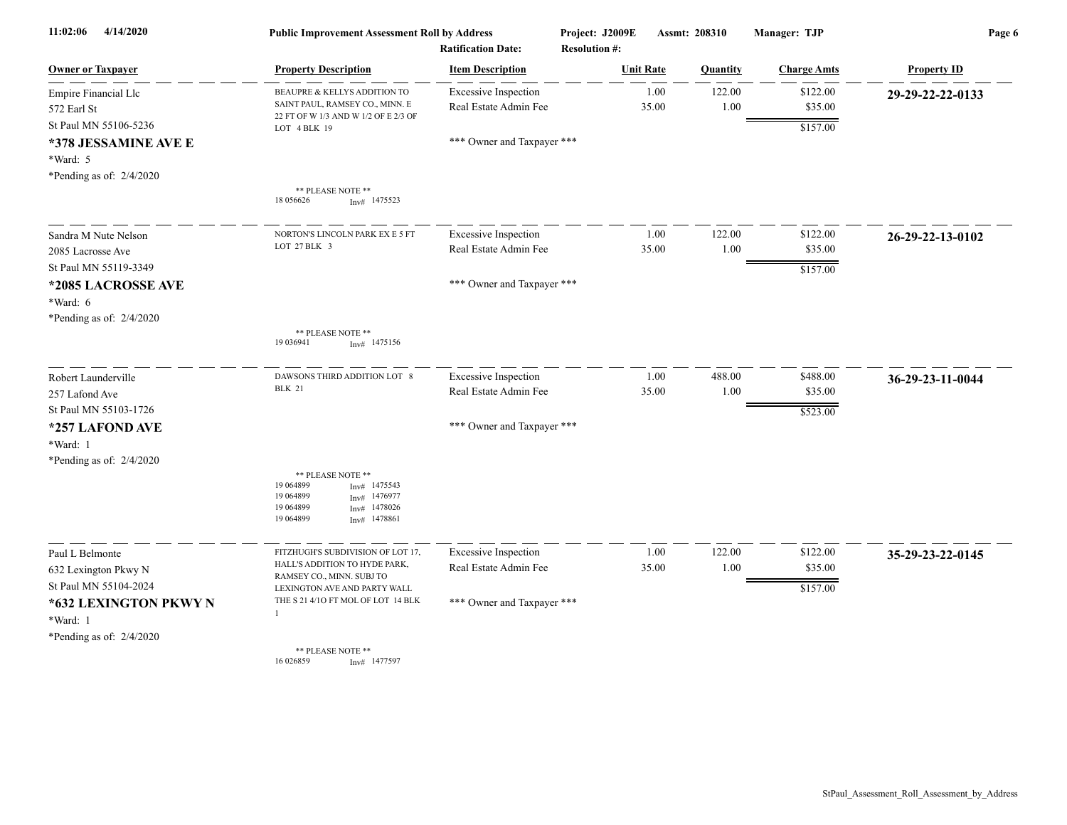**Public Improvement Assessment Roll by Address** — Project: J2009E — Assmt: 208310 — Manager: TJP

Ratification Date: — Resolution #:

| Owner or Taxpayer | Property Description | Item Description | Unit Rate | Quantity | Charge Amts | Property ID |
|---|---|---|---|---|---|---|
| Empire Financial Llc<br>572 Earl St<br>St Paul MN 55106-5236<br>**\*378 JESSAMINE AVE E**<br>\*Ward: 5<br>\*Pending as of: 2/4/2020 | BEAUPRE & KELLYS ADDITION TO SAINT PAUL, RAMSEY CO., MINN. E 22 FT OF W 1/3 AND W 1/2 OF E 2/3 OF LOT 4 BLK 19<br><br>\*\* PLEASE NOTE \*\*<br>18 056626 Inv# 1475523 | Excessive Inspection<br>Real Estate Admin Fee<br><br>\*\*\* Owner and Taxpayer \*\*\* | 1.00<br>35.00 | 122.00<br>1.00 | $122.00<br>$35.00<br>**$157.00** | **29-29-22-22-0133** |
| Sandra M Nute Nelson<br>2085 Lacrosse Ave<br>St Paul MN 55119-3349<br>**\*2085 LACROSSE AVE**<br>\*Ward: 6<br>\*Pending as of: 2/4/2020 | NORTON'S LINCOLN PARK EX E 5 FT LOT 27 BLK 3<br><br>\*\* PLEASE NOTE \*\*<br>19 036941 Inv# 1475156 | Excessive Inspection<br>Real Estate Admin Fee<br><br>\*\*\* Owner and Taxpayer \*\*\* | 1.00<br>35.00 | 122.00<br>1.00 | $122.00<br>$35.00<br>**$157.00** | **26-29-22-13-0102** |
| Robert Launderville<br>257 Lafond Ave<br>St Paul MN 55103-1726<br>**\*257 LAFOND AVE**<br>\*Ward: 1<br>\*Pending as of: 2/4/2020 | DAWSONS THIRD ADDITION LOT 8 BLK 21<br><br>\*\* PLEASE NOTE \*\*<br>19 064899 Inv# 1475543<br>19 064899 Inv# 1476977<br>19 064899 Inv# 1478026<br>19 064899 Inv# 1478861 | Excessive Inspection<br>Real Estate Admin Fee<br><br>\*\*\* Owner and Taxpayer \*\*\* | 1.00<br>35.00 | 488.00<br>1.00 | $488.00<br>$35.00<br>**$523.00** | **36-29-23-11-0044** |
| Paul L Belmonte<br>632 Lexington Pkwy N<br>St Paul MN 55104-2024<br>**\*632 LEXINGTON PKWY N**<br>\*Ward: 1<br>\*Pending as of: 2/4/2020 | FITZHUGH'S SUBDIVISION OF LOT 17, HALL'S ADDITION TO HYDE PARK, RAMSEY CO., MINN. SUBJ TO LEXINGTON AVE AND PARTY WALL THE S 21 4/10 FT MOL OF LOT 14 BLK 1<br><br>\*\* PLEASE NOTE \*\*<br>16 026859 Inv# 1477597 | Excessive Inspection<br>Real Estate Admin Fee<br><br>\*\*\* Owner and Taxpayer \*\*\* | 1.00<br>35.00 | 122.00<br>1.00 | $122.00<br>$35.00<br>**$157.00** | **35-29-23-22-0145** |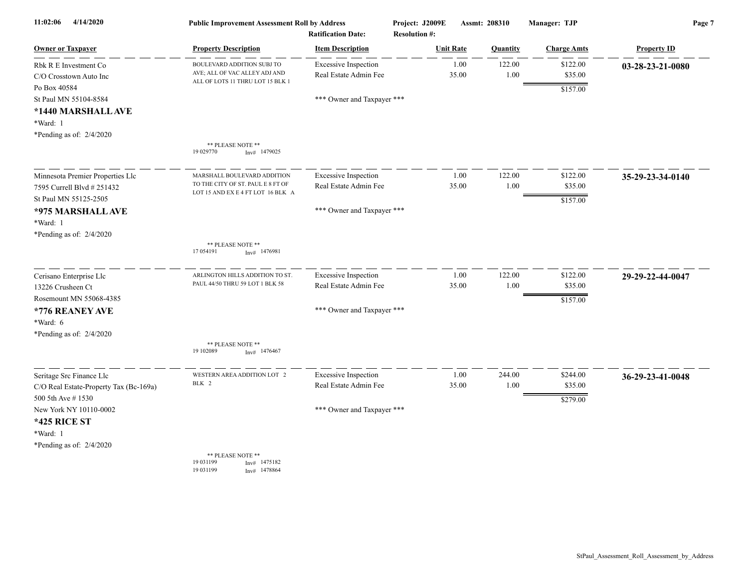| Owner or Taxpayer | Property Description | Item Description | Unit Rate | Quantity | Charge Amts | Property ID |
|---|---|---|---|---|---|---|
| Rbk R E Investment Co<br>C/O Crosstown Auto Inc<br>Po Box 40584<br>St Paul MN 55104-8584<br>**\*1440 MARSHALL AVE**<br>\*Ward: 1<br>\*Pending as of: 2/4/2020 | BOULEVARD ADDITION SUBJ TO AVE; ALL OF VAC ALLEY ADJ AND ALL OF LOTS 11 THRU LOT 15 BLK 1<br><br>** PLEASE NOTE **<br>19 029770 Inv# 1479025 | Excessive Inspection<br>Real Estate Admin Fee<br><br>\*\*\* Owner and Taxpayer \*\*\* | 1.00<br>35.00 | 122.00<br>1.00 | $122.00<br>$35.00<br>$157.00 | **03-28-23-21-0080** |
| Minnesota Premier Properties Llc<br>7595 Currell Blvd # 251432<br>St Paul MN 55125-2505<br>**\*975 MARSHALL AVE**<br>\*Ward: 1<br>\*Pending as of: 2/4/2020 | MARSHALL BOULEVARD ADDITION TO THE CITY OF ST. PAUL E 8 FT OF LOT 15 AND EX E 4 FT LOT 16 BLK A<br><br>** PLEASE NOTE **<br>17 054191 Inv# 1476981 | Excessive Inspection<br>Real Estate Admin Fee<br><br>\*\*\* Owner and Taxpayer \*\*\* | 1.00<br>35.00 | 122.00<br>1.00 | $122.00<br>$35.00<br>$157.00 | **35-29-23-34-0140** |
| Cerisano Enterprise Llc<br>13226 Crusheen Ct<br>Rosemount MN 55068-4385<br>**\*776 REANEY AVE**<br>\*Ward: 6<br>\*Pending as of: 2/4/2020 | ARLINGTON HILLS ADDITION TO ST. PAUL 44/50 THRU 59 LOT 1 BLK 58<br><br>** PLEASE NOTE **<br>19 102089 Inv# 1476467 | Excessive Inspection<br>Real Estate Admin Fee<br><br>\*\*\* Owner and Taxpayer \*\*\* | 1.00<br>35.00 | 122.00<br>1.00 | $122.00<br>$35.00<br>$157.00 | **29-29-22-44-0047** |
| Seritage Src Finance Llc<br>C/O Real Estate-Property Tax (Bc-169a)<br>500 5th Ave # 1530<br>New York NY 10110-0002<br>**\*425 RICE ST**<br>\*Ward: 1<br>\*Pending as of: 2/4/2020 | WESTERN AREA ADDITION LOT 2 BLK 2<br><br>** PLEASE NOTE **<br>19 031199 Inv# 1475182<br>19 031199 Inv# 1478864 | Excessive Inspection<br>Real Estate Admin Fee<br><br>\*\*\* Owner and Taxpayer \*\*\* | 1.00<br>35.00 | 244.00<br>1.00 | $244.00<br>$35.00<br>$279.00 | **36-29-23-41-0048** |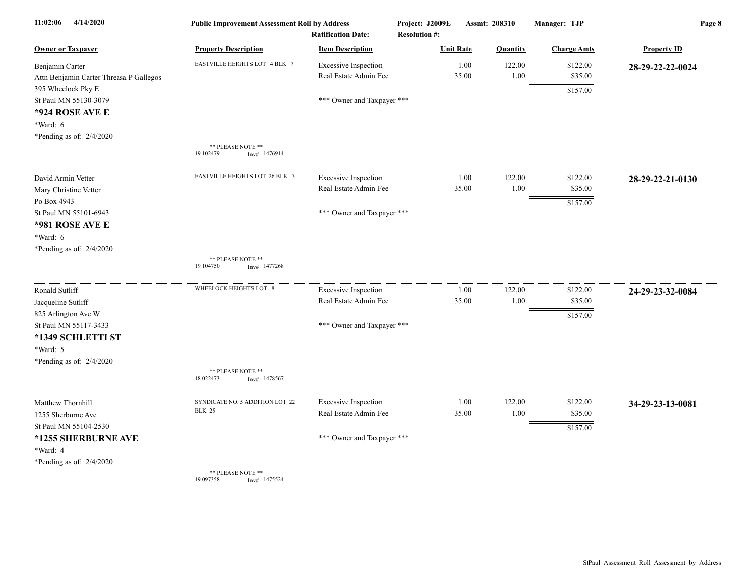| Owner or Taxpayer | Property Description | Item Description | Unit Rate | Quantity | Charge Amts | Property ID |
|---|---|---|---|---|---|---|
| Benjamin Carter<br>Attn Benjamin Carter Threasa P Gallegos<br>395 Wheelock Pky E<br>St Paul MN 55130-3079<br>**\*924 ROSE AVE E**<br>\*Ward: 6<br>\*Pending as of: 2/4/2020 | EASTVILLE HEIGHTS LOT 4 BLK 7<br><br>\*\* PLEASE NOTE \*\*<br>19 102479 Inv# 1476914 | Excessive Inspection<br>Real Estate Admin Fee<br><br>\*\*\* Owner and Taxpayer \*\*\* | 1.00<br>35.00 | 122.00<br>1.00 | $122.00<br>$35.00<br>$157.00 | **28-29-22-22-0024** |
| David Armin Vetter<br>Mary Christine Vetter<br>Po Box 4943<br>St Paul MN 55101-6943<br>**\*981 ROSE AVE E**<br>\*Ward: 6<br>\*Pending as of: 2/4/2020 | EASTVILLE HEIGHTS LOT 26 BLK 3<br><br>\*\* PLEASE NOTE \*\*<br>19 104750 Inv# 1477268 | Excessive Inspection<br>Real Estate Admin Fee<br><br>\*\*\* Owner and Taxpayer \*\*\* | 1.00<br>35.00 | 122.00<br>1.00 | $122.00<br>$35.00<br>$157.00 | **28-29-22-21-0130** |
| Ronald Sutliff<br>Jacqueline Sutliff<br>825 Arlington Ave W<br>St Paul MN 55117-3433<br>**\*1349 SCHLETTI ST**<br>\*Ward: 5<br>\*Pending as of: 2/4/2020 | WHEELOCK HEIGHTS LOT 8<br><br>\*\* PLEASE NOTE \*\*<br>18 022473 Inv# 1478567 | Excessive Inspection<br>Real Estate Admin Fee<br><br>\*\*\* Owner and Taxpayer \*\*\* | 1.00<br>35.00 | 122.00<br>1.00 | $122.00<br>$35.00<br>$157.00 | **24-29-23-32-0084** |
| Matthew Thornhill<br>1255 Sherburne Ave<br>St Paul MN 55104-2530<br>**\*1255 SHERBURNE AVE**<br>\*Ward: 4<br>\*Pending as of: 2/4/2020 | SYNDICATE NO. 5 ADDITION LOT 22 BLK 25<br><br>\*\* PLEASE NOTE \*\*<br>19 097358 Inv# 1475524 | Excessive Inspection<br>Real Estate Admin Fee<br><br>\*\*\* Owner and Taxpayer \*\*\* | 1.00<br>35.00 | 122.00<br>1.00 | $122.00<br>$35.00<br>$157.00 | **34-29-23-13-0081** |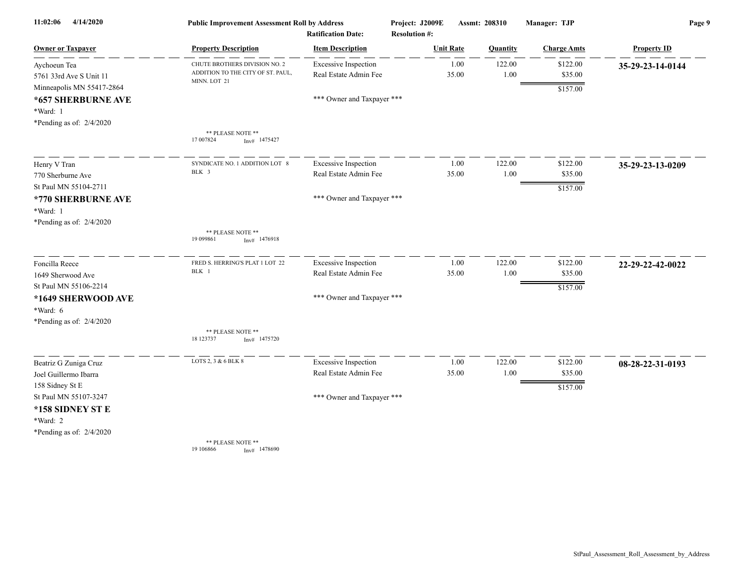| Owner or Taxpayer | Property Description | Item Description | Unit Rate | Quantity | Charge Amts | Property ID |
|---|---|---|---|---|---|---|
| Aychoeun Tea<br>5761 33rd Ave S Unit 11<br>Minneapolis MN 55417-2864<br>**\*657 SHERBURNE AVE**<br>\*Ward: 1<br>\*Pending as of: 2/4/2020 | CHUTE BROTHERS DIVISION NO. 2 ADDITION TO THE CITY OF ST. PAUL, MINN. LOT 21<br><br>** PLEASE NOTE **<br>17 007824 Inv# 1475427 | Excessive Inspection<br>Real Estate Admin Fee<br><br>*** Owner and Taxpayer *** | 1.00<br>35.00 | 122.00<br>1.00 | $122.00<br>$35.00<br>$157.00 | **35-29-23-14-0144** |
| Henry V Tran<br>770 Sherburne Ave<br>St Paul MN 55104-2711<br>**\*770 SHERBURNE AVE**<br>\*Ward: 1<br>\*Pending as of: 2/4/2020 | SYNDICATE NO. 1 ADDITION LOT 8 BLK 3<br><br>** PLEASE NOTE **<br>19 099861 Inv# 1476918 | Excessive Inspection<br>Real Estate Admin Fee<br><br>*** Owner and Taxpayer *** | 1.00<br>35.00 | 122.00<br>1.00 | $122.00<br>$35.00<br>$157.00 | **35-29-23-13-0209** |
| Foncilla Reece<br>1649 Sherwood Ave<br>St Paul MN 55106-2214<br>**\*1649 SHERWOOD AVE**<br>\*Ward: 6<br>\*Pending as of: 2/4/2020 | FRED S. HERRING'S PLAT 1 LOT 22 BLK 1<br><br>** PLEASE NOTE **<br>18 123737 Inv# 1475720 | Excessive Inspection<br>Real Estate Admin Fee<br><br>*** Owner and Taxpayer *** | 1.00<br>35.00 | 122.00<br>1.00 | $122.00<br>$35.00<br>$157.00 | **22-29-22-42-0022** |
| Beatriz G Zuniga Cruz<br>Joel Guillermo Ibarra<br>158 Sidney St E<br>St Paul MN 55107-3247<br>**\*158 SIDNEY ST E**<br>\*Ward: 2<br>\*Pending as of: 2/4/2020 | LOTS 2, 3 & 6 BLK 8<br><br>** PLEASE NOTE **<br>19 106866 Inv# 1478690 | Excessive Inspection<br>Real Estate Admin Fee<br><br>*** Owner and Taxpayer *** | 1.00<br>35.00 | 122.00<br>1.00 | $122.00<br>$35.00<br>$157.00 | **08-28-22-31-0193** |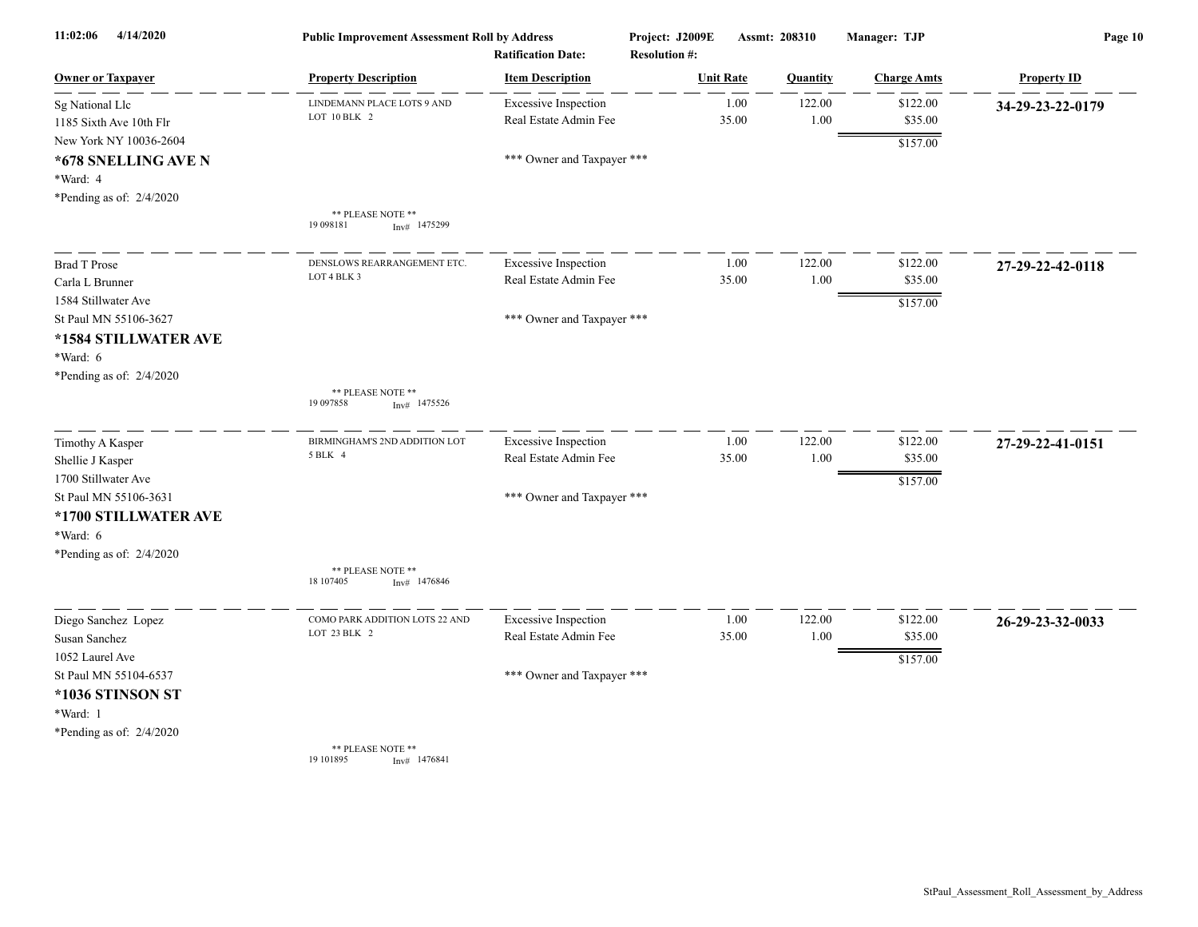**Public Improvement Assessment Roll by Address** — Project: J2009E — Assmt: 208310 — Manager: TJP

Ratification Date: — Resolution #:

| Owner or Taxpayer | Property Description | Item Description | Unit Rate | Quantity | Charge Amts | Property ID |
|---|---|---|---|---|---|---|
| Sg National Llc | LINDEMANN PLACE LOTS 9 AND LOT 10 BLK 2 | Excessive Inspection | 1.00 | 122.00 | $122.00 | 34-29-23-22-0179 |
| 1185 Sixth Ave 10th Flr | | Real Estate Admin Fee | 35.00 | 1.00 | $35.00 | |
| New York NY 10036-2604 | | | | | $157.00 | |
| **\*678 SNELLING AVE N** | | *** Owner and Taxpayer *** | | | | |
| *Ward: 4 | | | | | | |
| *Pending as of: 2/4/2020 | ** PLEASE NOTE ** 19 098181 Inv# 1475299 | | | | | |
| Brad T Prose | DENSLOWS REARRANGEMENT ETC. LOT 4 BLK 3 | Excessive Inspection | 1.00 | 122.00 | $122.00 | 27-29-22-42-0118 |
| Carla L Brunner | | Real Estate Admin Fee | 35.00 | 1.00 | $35.00 | |
| 1584 Stillwater Ave | | | | | $157.00 | |
| St Paul MN 55106-3627 | | *** Owner and Taxpayer *** | | | | |
| **\*1584 STILLWATER AVE** | | | | | | |
| *Ward: 6 | | | | | | |
| *Pending as of: 2/4/2020 | ** PLEASE NOTE ** 19 097858 Inv# 1475526 | | | | | |
| Timothy A Kasper | BIRMINGHAM'S 2ND ADDITION LOT 5 BLK 4 | Excessive Inspection | 1.00 | 122.00 | $122.00 | 27-29-22-41-0151 |
| Shellie J Kasper | | Real Estate Admin Fee | 35.00 | 1.00 | $35.00 | |
| 1700 Stillwater Ave | | | | | $157.00 | |
| St Paul MN 55106-3631 | | *** Owner and Taxpayer *** | | | | |
| **\*1700 STILLWATER AVE** | | | | | | |
| *Ward: 6 | | | | | | |
| *Pending as of: 2/4/2020 | ** PLEASE NOTE ** 18 107405 Inv# 1476846 | | | | | |
| Diego Sanchez Lopez | COMO PARK ADDITION LOTS 22 AND LOT 23 BLK 2 | Excessive Inspection | 1.00 | 122.00 | $122.00 | 26-29-23-32-0033 |
| Susan Sanchez | | Real Estate Admin Fee | 35.00 | 1.00 | $35.00 | |
| 1052 Laurel Ave | | | | | $157.00 | |
| St Paul MN 55104-6537 | | *** Owner and Taxpayer *** | | | | |
| **\*1036 STINSON ST** | | | | | | |
| *Ward: 1 | | | | | | |
| *Pending as of: 2/4/2020 | ** PLEASE NOTE ** 19 101895 Inv# 1476841 | | | | | |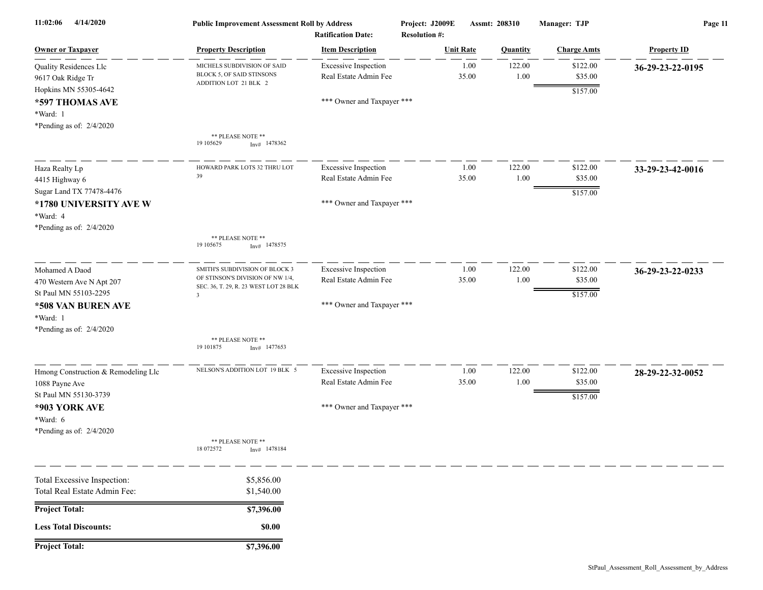| Owner or Taxpayer | Property Description | Item Description | Unit Rate | Quantity | Charge Amts | Property ID |
|---|---|---|---|---|---|---|
| Quality Residences Llc<br>9617 Oak Ridge Tr<br>Hopkins MN 55305-4642<br>**\*597 THOMAS AVE**<br>\*Ward: 1<br>\*Pending as of: 2/4/2020 | MICHELS SUBDIVISION OF SAID BLOCK 5, OF SAID STINSONS ADDITION LOT 21 BLK 2<br>\*\* PLEASE NOTE \*\*<br>19 105629 Inv# 1478362 | Excessive Inspection<br>Real Estate Admin Fee<br><br>\*\*\* Owner and Taxpayer \*\*\* | 1.00<br>35.00 | 122.00<br>1.00 | $122.00<br>$35.00<br>$157.00 | **36-29-23-22-0195** |
| Haza Realty Lp<br>4415 Highway 6<br>Sugar Land TX 77478-4476<br>**\*1780 UNIVERSITY AVE W**<br>\*Ward: 4<br>\*Pending as of: 2/4/2020 | HOWARD PARK LOTS 32 THRU LOT 39<br>\*\* PLEASE NOTE \*\*<br>19 105675 Inv# 1478575 | Excessive Inspection<br>Real Estate Admin Fee<br><br>\*\*\* Owner and Taxpayer \*\*\* | 1.00<br>35.00 | 122.00<br>1.00 | $122.00<br>$35.00<br>$157.00 | **33-29-23-42-0016** |
| Mohamed A Daod<br>470 Western Ave N Apt 207<br>St Paul MN 55103-2295<br>**\*508 VAN BUREN AVE**<br>\*Ward: 1<br>\*Pending as of: 2/4/2020 | SMITH'S SUBDIVISION OF BLOCK 3 OF STINSON'S DIVISION OF NW 1/4, SEC. 36, T. 29, R. 23 WEST LOT 28 BLK 3<br>\*\* PLEASE NOTE \*\*<br>19 101875 Inv# 1477653 | Excessive Inspection<br>Real Estate Admin Fee<br><br>\*\*\* Owner and Taxpayer \*\*\* | 1.00<br>35.00 | 122.00<br>1.00 | $122.00<br>$35.00<br>$157.00 | **36-29-23-22-0233** |
| Hmong Construction & Remodeling Llc<br>1088 Payne Ave<br>St Paul MN 55130-3739<br>**\*903 YORK AVE**<br>\*Ward: 6<br>\*Pending as of: 2/4/2020 | NELSON'S ADDITION LOT 19 BLK 5<br>\*\* PLEASE NOTE \*\*<br>18 072572 Inv# 1478184 | Excessive Inspection<br>Real Estate Admin Fee<br><br>\*\*\* Owner and Taxpayer \*\*\* | 1.00<br>35.00 | 122.00<br>1.00 | $122.00<br>$35.00<br>$157.00 | **28-29-22-32-0052** |

| | |
|---|---|
| Total Excessive Inspection: | $5,856.00 |
| Total Real Estate Admin Fee: | $1,540.00 |
| **Project Total:** | **$7,396.00** |
| **Less Total Discounts:** | **$0.00** |
| **Project Total:** | **$7,396.00** |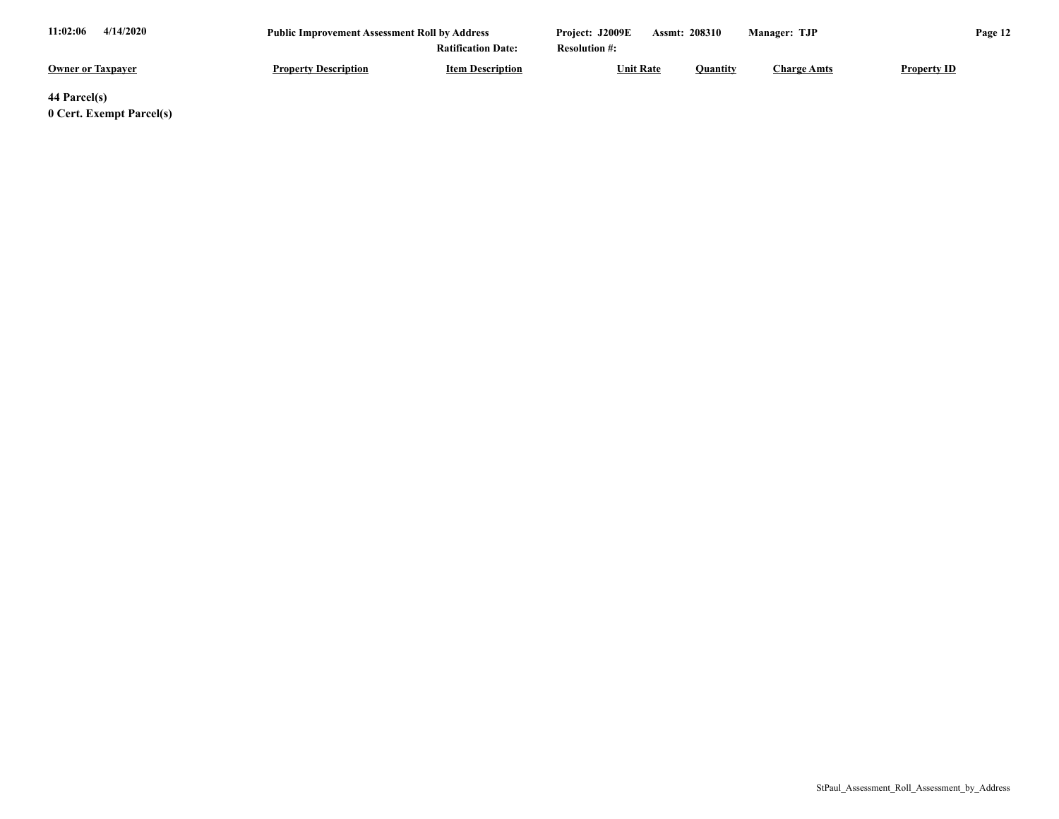| Owner or Taxpayer | Property Description | Item Description | Unit Rate | Quantity | Charge Amts | Property ID |
|---|---|---|---|---|---|---|

**44 Parcel(s)**
**0 Cert. Exempt Parcel(s)**